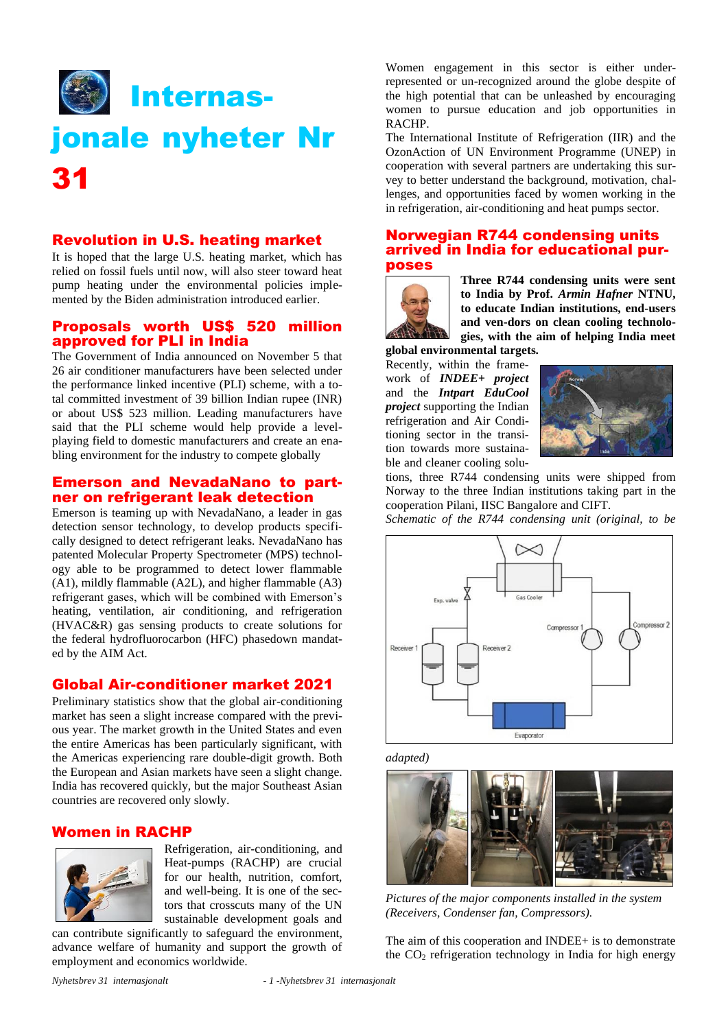# Internasjonale nyheter Nr 31

## Revolution in U.S. heating market

It is hoped that the large U.S. heating market, which has relied on fossil fuels until now, will also steer toward heat pump heating under the environmental policies implemented by the Biden administration introduced earlier.

## Proposals worth US$ 520 million approved for PLI in India

The Government of India announced on November 5 that 26 air conditioner manufacturers have been selected under the performance linked incentive (PLI) scheme, with a total committed investment of 39 billion Indian rupee (INR) or about US$ 523 million. Leading manufacturers have said that the PLI scheme would help provide a level-playing field to domestic manufacturers and create an enabling environment for the industry to compete globally

## Emerson and NevadaNano to partner on refrigerant leak detection

Emerson is teaming up with NevadaNano, a leader in gas detection sensor technology, to develop products specifically designed to detect refrigerant leaks. NevadaNano has patented Molecular Property Spectrometer (MPS) technology able to be programmed to detect lower flammable (A1), mildly flammable (A2L), and higher flammable (A3) refrigerant gases, which will be combined with Emerson's heating, ventilation, air conditioning, and refrigeration (HVAC&R) gas sensing products to create solutions for the federal hydrofluorocarbon (HFC) phasedown mandated by the AIM Act.

## Global Air-conditioner market 2021

Preliminary statistics show that the global air-conditioning market has seen a slight increase compared with the previous year. The market growth in the United States and even the entire Americas has been particularly significant, with the Americas experiencing rare double-digit growth. Both the European and Asian markets have seen a slight change. India has recovered quickly, but the major Southeast Asian countries are recovered only slowly.

## Women in RACHP

Refrigeration, air-conditioning, and Heat-pumps (RACHP) are crucial for our health, nutrition, comfort, and well-being. It is one of the sectors that crosscuts many of the UN sustainable development goals and can contribute significantly to safeguard the environment, advance welfare of humanity and support the growth of employment and economics worldwide.

Women engagement in this sector is either under-represented or un-recognized around the globe despite of the high potential that can be unleashed by encouraging women to pursue education and job opportunities in RACHP.

The International Institute of Refrigeration (IIR) and the OzonAction of UN Environment Programme (UNEP) in cooperation with several partners are undertaking this survey to better understand the background, motivation, challenges, and opportunities faced by women working in the in refrigeration, air-conditioning and heat pumps sector.

## Norwegian R744 condensing units arrived in India for educational purposes

**Three R744 condensing units were sent to India by Prof. *Armin Hafner* NTNU, to educate Indian institutions, end-users and ven-dors on clean cooling technologies, with the aim of helping India meet global environmental targets.**

Recently, within the framework of ***INDEE+ project*** and the ***Intpart EduCool project*** supporting the Indian refrigeration and Air Conditioning sector in the transition towards more sustainable and cleaner cooling solutions, three R744 condensing units were shipped from Norway to the three Indian institutions taking part in the cooperation Pilani, IISC Bangalore and CIFT.

*Schematic of the R744 condensing unit (original, to be adapted)*

*Pictures of the major components installed in the system (Receivers, Condenser fan, Compressors).*

The aim of this cooperation and INDEE+ is to demonstrate the $CO_2$ refrigeration technology in India for high energy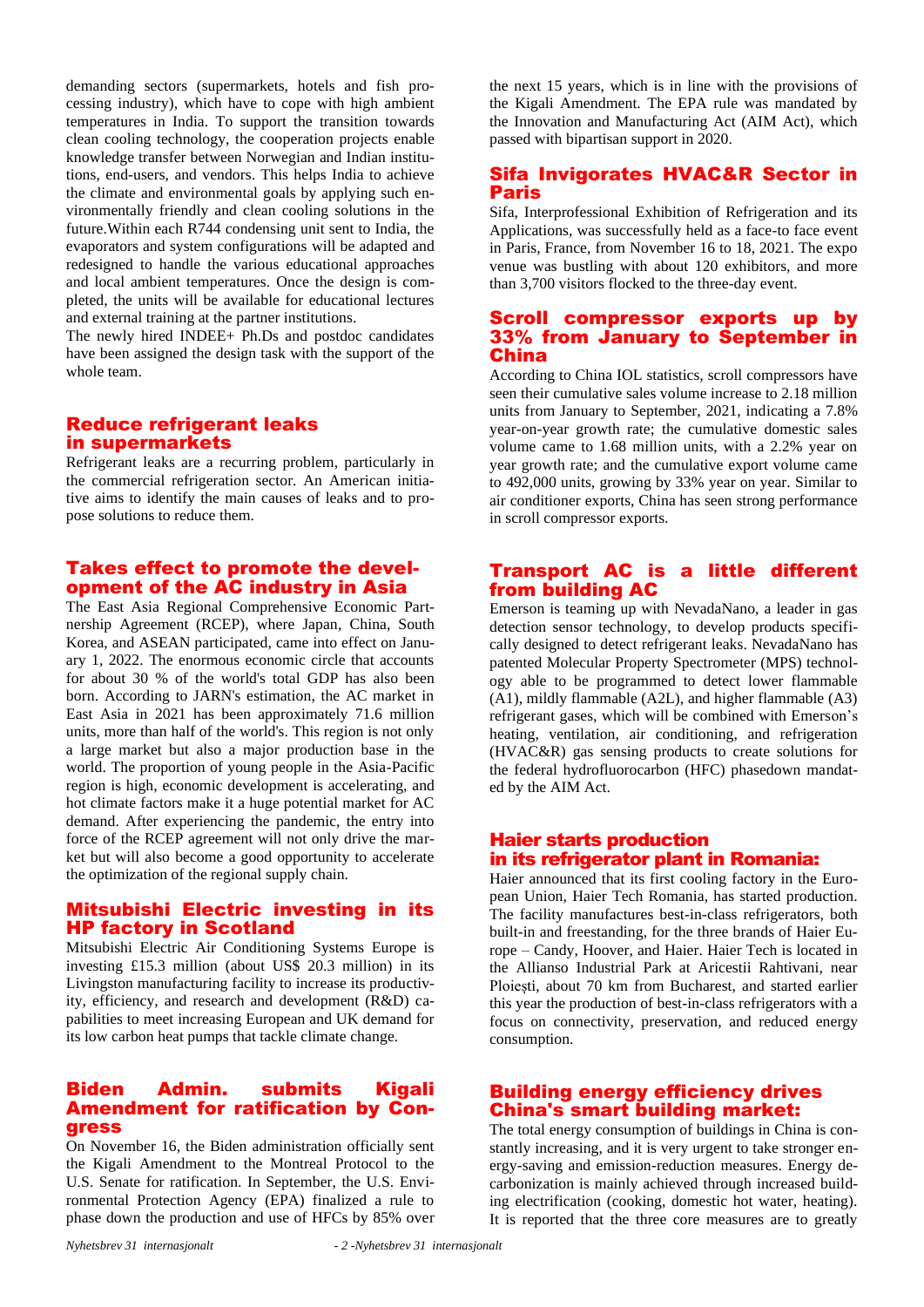demanding sectors (supermarkets, hotels and fish processing industry), which have to cope with high ambient temperatures in India. To support the transition towards clean cooling technology, the cooperation projects enable knowledge transfer between Norwegian and Indian institutions, end-users, and vendors. This helps India to achieve the climate and environmental goals by applying such environmentally friendly and clean cooling solutions in the future.Within each R744 condensing unit sent to India, the evaporators and system configurations will be adapted and redesigned to handle the various educational approaches and local ambient temperatures. Once the design is completed, the units will be available for educational lectures and external training at the partner institutions.

The newly hired INDEE+ Ph.Ds and postdoc candidates have been assigned the design task with the support of the whole team.

## Reduce refrigerant leaks in supermarkets

Refrigerant leaks are a recurring problem, particularly in the commercial refrigeration sector. An American initiative aims to identify the main causes of leaks and to propose solutions to reduce them.

## Takes effect to promote the development of the AC industry in Asia

The East Asia Regional Comprehensive Economic Partnership Agreement (RCEP), where Japan, China, South Korea, and ASEAN participated, came into effect on January 1, 2022. The enormous economic circle that accounts for about 30 % of the world's total GDP has also been born. According to JARN's estimation, the AC market in East Asia in 2021 has been approximately 71.6 million units, more than half of the world's. This region is not only a large market but also a major production base in the world. The proportion of young people in the Asia-Pacific region is high, economic development is accelerating, and hot climate factors make it a huge potential market for AC demand. After experiencing the pandemic, the entry into force of the RCEP agreement will not only drive the market but will also become a good opportunity to accelerate the optimization of the regional supply chain.

## Mitsubishi Electric investing in its HP factory in Scotland

Mitsubishi Electric Air Conditioning Systems Europe is investing £15.3 million (about US$ 20.3 million) in its Livingston manufacturing facility to increase its productivity, efficiency, and research and development (R&D) capabilities to meet increasing European and UK demand for its low carbon heat pumps that tackle climate change.

## Biden Admin. submits Kigali Amendment for ratification by Congress

On November 16, the Biden administration officially sent the Kigali Amendment to the Montreal Protocol to the U.S. Senate for ratification. In September, the U.S. Environmental Protection Agency (EPA) finalized a rule to phase down the production and use of HFCs by 85% over the next 15 years, which is in line with the provisions of the Kigali Amendment. The EPA rule was mandated by the Innovation and Manufacturing Act (AIM Act), which passed with bipartisan support in 2020.

## Sifa Invigorates HVAC&R Sector in Paris

Sifa, Interprofessional Exhibition of Refrigeration and its Applications, was successfully held as a face-to face event in Paris, France, from November 16 to 18, 2021. The expo venue was bustling with about 120 exhibitors, and more than 3,700 visitors flocked to the three-day event.

## Scroll compressor exports up by 33% from January to September in China

According to China IOL statistics, scroll compressors have seen their cumulative sales volume increase to 2.18 million units from January to September, 2021, indicating a 7.8% year-on-year growth rate; the cumulative domestic sales volume came to 1.68 million units, with a 2.2% year on year growth rate; and the cumulative export volume came to 492,000 units, growing by 33% year on year. Similar to air conditioner exports, China has seen strong performance in scroll compressor exports.

## Transport AC is a little different from building AC

Emerson is teaming up with NevadaNano, a leader in gas detection sensor technology, to develop products specifically designed to detect refrigerant leaks. NevadaNano has patented Molecular Property Spectrometer (MPS) technology able to be programmed to detect lower flammable (A1), mildly flammable (A2L), and higher flammable (A3) refrigerant gases, which will be combined with Emerson's heating, ventilation, air conditioning, and refrigeration (HVAC&R) gas sensing products to create solutions for the federal hydrofluorocarbon (HFC) phasedown mandated by the AIM Act.

## Haier starts production in its refrigerator plant in Romania:

Haier announced that its first cooling factory in the European Union, Haier Tech Romania, has started production. The facility manufactures best-in-class refrigerators, both built-in and freestanding, for the three brands of Haier Europe – Candy, Hoover, and Haier. Haier Tech is located in the Allianso Industrial Park at Aricestii Rahtivani, near Ploiești, about 70 km from Bucharest, and started earlier this year the production of best-in-class refrigerators with a focus on connectivity, preservation, and reduced energy consumption.

## Building energy efficiency drives China's smart building market:

The total energy consumption of buildings in China is constantly increasing, and it is very urgent to take stronger energy-saving and emission-reduction measures. Energy decarbonization is mainly achieved through increased building electrification (cooking, domestic hot water, heating). It is reported that the three core measures are to greatly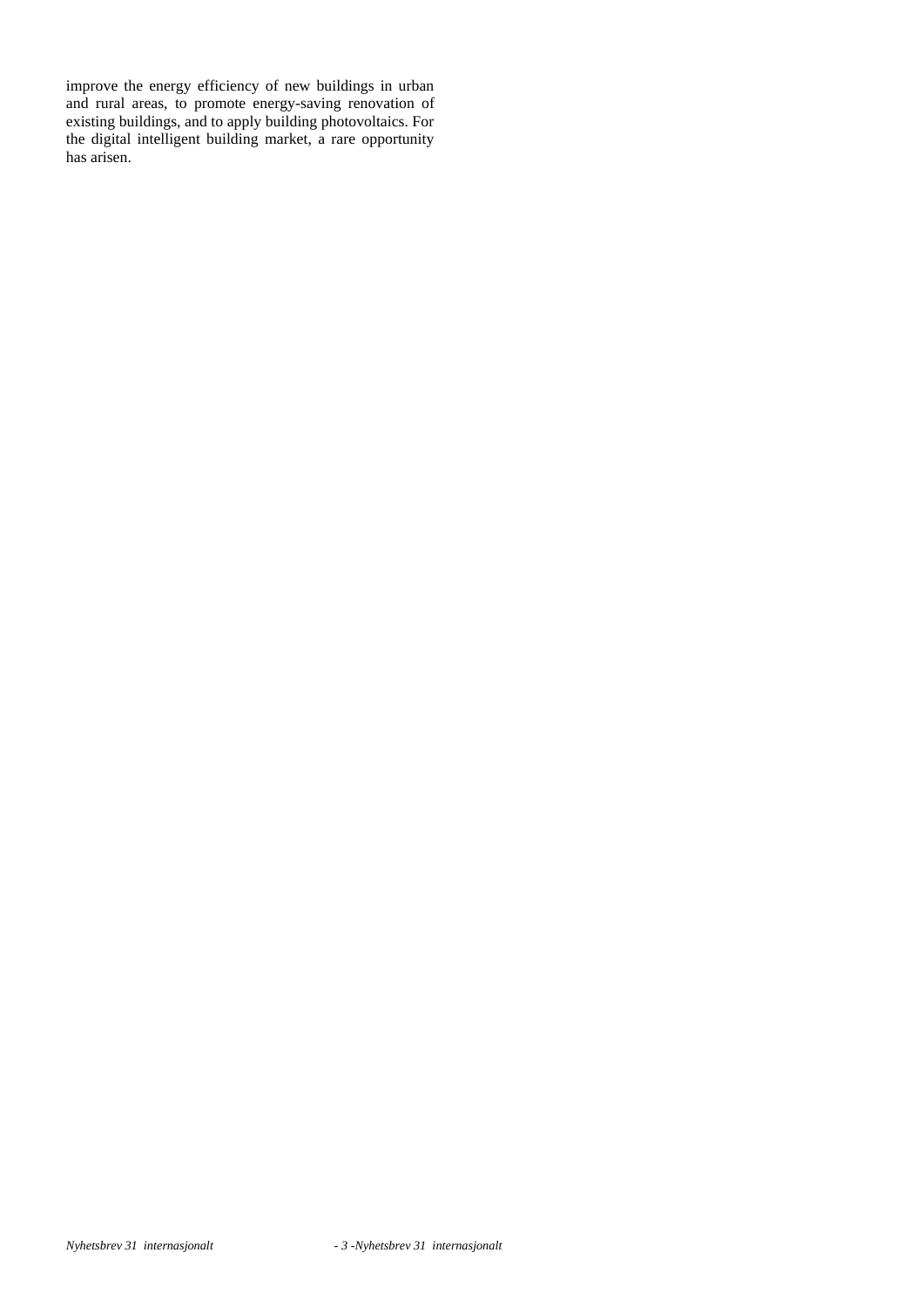improve the energy efficiency of new buildings in urban and rural areas, to promote energy-saving renovation of existing buildings, and to apply building photovoltaics. For the digital intelligent building market, a rare opportunity has arisen.